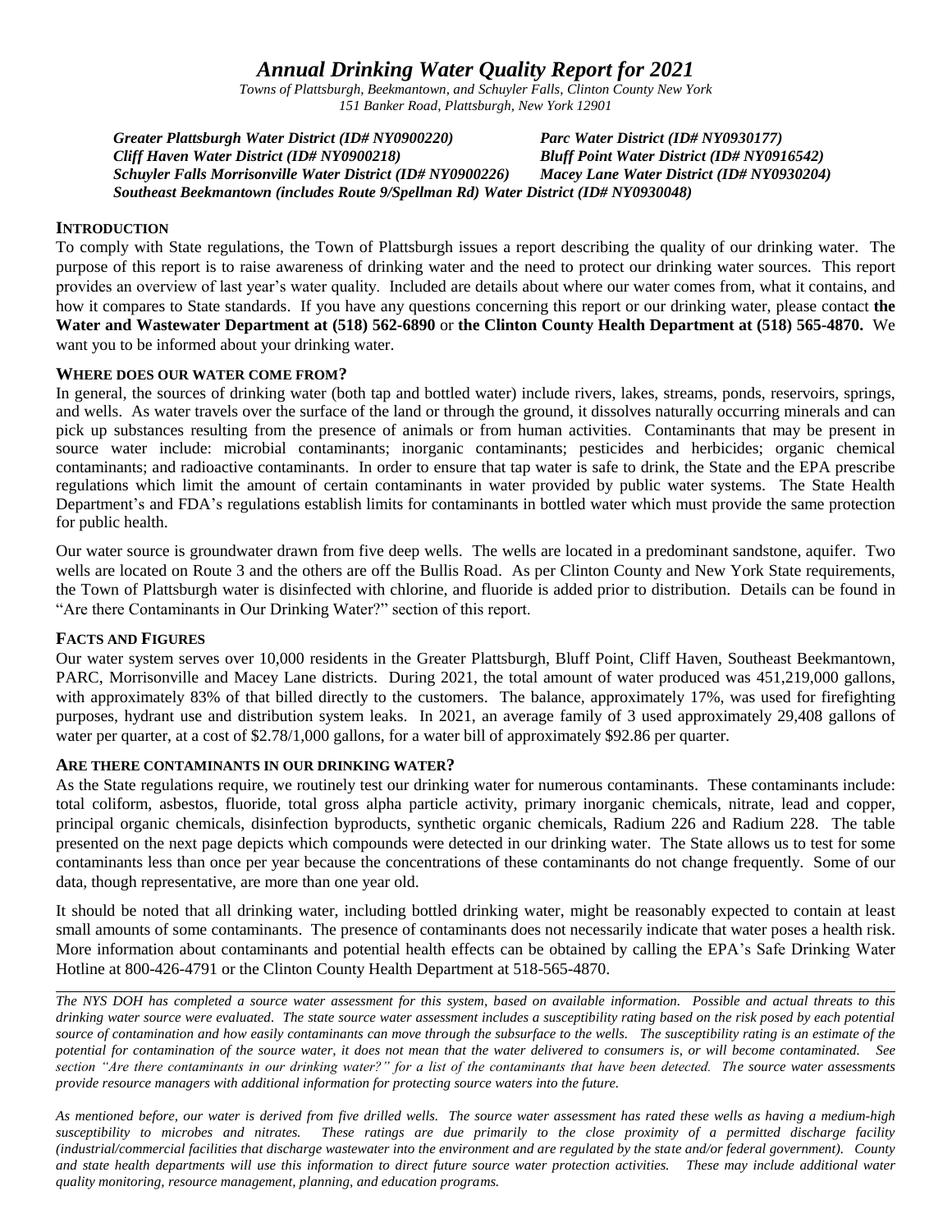# *Annual Drinking Water Quality Report for 2021*

*Towns of Plattsburgh, Beekmantown, and Schuyler Falls, Clinton County New York*
*151 Banker Road, Plattsburgh, New York 12901*

***Greater Plattsburgh Water District (ID# NY0900220)***
***Parc Water District (ID# NY0930177)***
***Cliff Haven Water District (ID# NY0900218)***
***Bluff Point Water District (ID# NY0916542)***
***Schuyler Falls Morrisonville Water District (ID# NY0900226)***
***Macey Lane Water District (ID# NY0930204)***
***Southeast Beekmantown (includes Route 9/Spellman Rd) Water District (ID# NY0930048)***

## INTRODUCTION

To comply with State regulations, the Town of Plattsburgh issues a report describing the quality of our drinking water. The purpose of this report is to raise awareness of drinking water and the need to protect our drinking water sources. This report provides an overview of last year's water quality. Included are details about where our water comes from, what it contains, and how it compares to State standards. If you have any questions concerning this report or our drinking water, please contact **the Water and Wastewater Department at (518) 562-6890** or **the Clinton County Health Department at (518) 565-4870.** We want you to be informed about your drinking water.

## WHERE DOES OUR WATER COME FROM?

In general, the sources of drinking water (both tap and bottled water) include rivers, lakes, streams, ponds, reservoirs, springs, and wells. As water travels over the surface of the land or through the ground, it dissolves naturally occurring minerals and can pick up substances resulting from the presence of animals or from human activities. Contaminants that may be present in source water include: microbial contaminants; inorganic contaminants; pesticides and herbicides; organic chemical contaminants; and radioactive contaminants. In order to ensure that tap water is safe to drink, the State and the EPA prescribe regulations which limit the amount of certain contaminants in water provided by public water systems. The State Health Department's and FDA's regulations establish limits for contaminants in bottled water which must provide the same protection for public health.

Our water source is groundwater drawn from five deep wells. The wells are located in a predominant sandstone, aquifer. Two wells are located on Route 3 and the others are off the Bullis Road. As per Clinton County and New York State requirements, the Town of Plattsburgh water is disinfected with chlorine, and fluoride is added prior to distribution. Details can be found in "Are there Contaminants in Our Drinking Water?" section of this report.

## FACTS AND FIGURES

Our water system serves over 10,000 residents in the Greater Plattsburgh, Bluff Point, Cliff Haven, Southeast Beekmantown, PARC, Morrisonville and Macey Lane districts. During 2021, the total amount of water produced was 451,219,000 gallons, with approximately 83% of that billed directly to the customers. The balance, approximately 17%, was used for firefighting purposes, hydrant use and distribution system leaks. In 2021, an average family of 3 used approximately 29,408 gallons of water per quarter, at a cost of $2.78/1,000 gallons, for a water bill of approximately $92.86 per quarter.

## ARE THERE CONTAMINANTS IN OUR DRINKING WATER?

As the State regulations require, we routinely test our drinking water for numerous contaminants. These contaminants include: total coliform, asbestos, fluoride, total gross alpha particle activity, primary inorganic chemicals, nitrate, lead and copper, principal organic chemicals, disinfection byproducts, synthetic organic chemicals, Radium 226 and Radium 228. The table presented on the next page depicts which compounds were detected in our drinking water. The State allows us to test for some contaminants less than once per year because the concentrations of these contaminants do not change frequently. Some of our data, though representative, are more than one year old.

It should be noted that all drinking water, including bottled drinking water, might be reasonably expected to contain at least small amounts of some contaminants. The presence of contaminants does not necessarily indicate that water poses a health risk. More information about contaminants and potential health effects can be obtained by calling the EPA's Safe Drinking Water Hotline at 800-426-4791 or the Clinton County Health Department at 518-565-4870.

---

*The NYS DOH has completed a source water assessment for this system, based on available information. Possible and actual threats to this drinking water source were evaluated. The state source water assessment includes a susceptibility rating based on the risk posed by each potential source of contamination and how easily contaminants can move through the subsurface to the wells. The susceptibility rating is an estimate of the potential for contamination of the source water, it does not mean that the water delivered to consumers is, or will become contaminated. See section "Are there contaminants in our drinking water?" for a list of the contaminants that have been detected. The source water assessments provide resource managers with additional information for protecting source waters into the future.*

*As mentioned before, our water is derived from five drilled wells. The source water assessment has rated these wells as having a medium-high susceptibility to microbes and nitrates. These ratings are due primarily to the close proximity of a permitted discharge facility (industrial/commercial facilities that discharge wastewater into the environment and are regulated by the state and/or federal government). County and state health departments will use this information to direct future source water protection activities. These may include additional water quality monitoring, resource management, planning, and education programs.*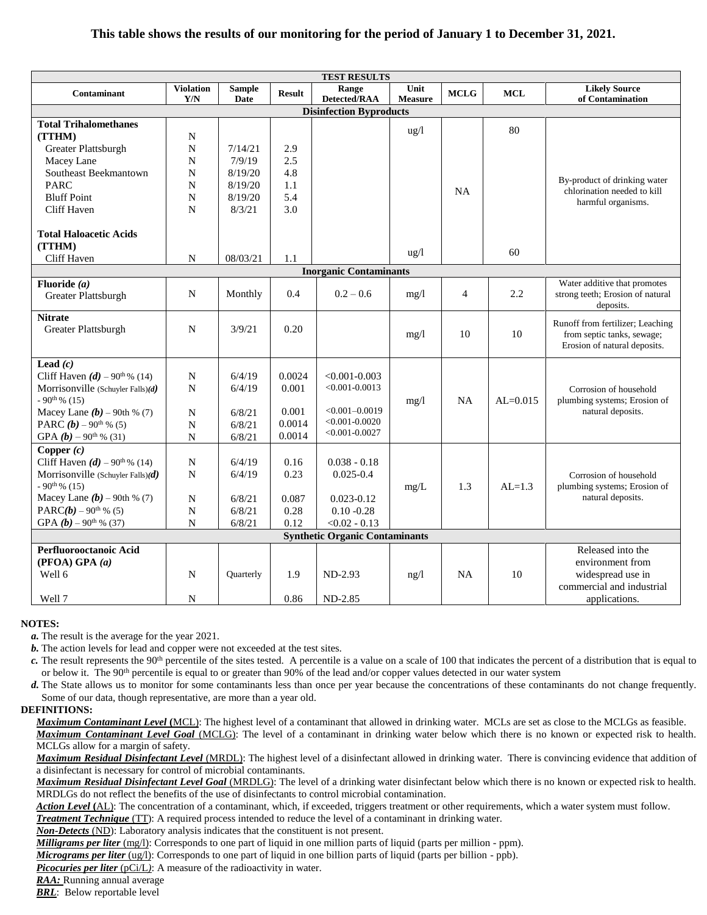**This table shows the results of our monitoring for the period of January 1 to December 31, 2021.**

| Contaminant | Violation Y/N | Sample Date | Result | Range Detected/RAA | Unit Measure | MCLG | MCL | Likely Source of Contamination |
|---|---|---|---|---|---|---|---|---|
| **TEST RESULTS** | | | | | | | | |
| **Disinfection Byproducts** | | | | | | | | |
| **Total Trihalomethanes (TTHM)** | N | | | | ug/l | NA | 80 | By-product of drinking water chlorination needed to kill harmful organisms. |
| Greater Plattsburgh | N | 7/14/21 | 2.9 | | | | | |
| Macey Lane | N | 7/9/19 | 2.5 | | | | | |
| Southeast Beekmantown | N | 8/19/20 | 4.8 | | | | | |
| PARC | N | 8/19/20 | 1.1 | | | | | |
| Bluff Point | N | 8/19/20 | 5.4 | | | | | |
| Cliff Haven | N | 8/3/21 | 3.0 | | | | | |
| **Total Haloacetic Acids (TTHM)** Cliff Haven | N | 08/03/21 | 1.1 | | ug/l | | 60 | |
| **Inorganic Contaminants** | | | | | | | | |
| **Fluoride *(a)*** Greater Plattsburgh | N | Monthly | 0.4 | 0.2 – 0.6 | mg/l | 4 | 2.2 | Water additive that promotes strong teeth; Erosion of natural deposits. |
| **Nitrate** Greater Plattsburgh | N | 3/9/21 | 0.20 | | mg/l | 10 | 10 | Runoff from fertilizer; Leaching from septic tanks, sewage; Erosion of natural deposits. |
| **Lead *(c)*** | | | | | mg/l | NA | AL=0.015 | Corrosion of household plumbing systems; Erosion of natural deposits. |
| Cliff Haven ***(d)*** – 90th % (14) | N | 6/4/19 | 0.0024 | <0.001-0.003 | | | | |
| Morrisonville (Schuyler Falls)***(d)*** - 90th % (15) | N | 6/4/19 | 0.001 | <0.001-0.0013 | | | | |
| Macey Lane ***(b)*** – 90th % (7) | N | 6/8/21 | 0.001 | <0.001–0.0019 | | | | |
| PARC ***(b)*** – 90th % (5) | N | 6/8/21 | 0.0014 | <0.001-0.0020 | | | | |
| GPA ***(b)*** – 90th % (31) | N | 6/8/21 | 0.0014 | <0.001-0.0027 | | | | |
| **Copper *(c)*** | | | | | mg/L | 1.3 | AL=1.3 | Corrosion of household plumbing systems; Erosion of natural deposits. |
| Cliff Haven ***(d)*** – 90th % (14) | N | 6/4/19 | 0.16 | 0.038 - 0.18 | | | | |
| Morrisonville (Schuyler Falls)***(d)*** - 90th % (15) | N | 6/4/19 | 0.23 | 0.025-0.4 | | | | |
| Macey Lane ***(b)*** – 90th % (7) | N | 6/8/21 | 0.087 | 0.023-0.12 | | | | |
| PARC***(b)*** – 90th % (5) | N | 6/8/21 | 0.28 | 0.10 -0.28 | | | | |
| GPA ***(b)*** – 90th % (37) | N | 6/8/21 | 0.12 | <0.02 - 0.13 | | | | |
| **Synthetic Organic Contaminants** | | | | | | | | |
| **Perfluorooctanoic Acid (PFOA) GPA *(a)*** | | | | | ng/l | NA | 10 | Released into the environment from widespread use in commercial and industrial applications. |
| Well 6 | N | Quarterly | 1.9 | ND-2.93 | | | | |
| Well 7 | N | | 0.86 | ND-2.85 | | | | |

**NOTES:**

- ***a.*** The result is the average for the year 2021.
- ***b.*** The action levels for lead and copper were not exceeded at the test sites.
- ***c.*** The result represents the 90th percentile of the sites tested. A percentile is a value on a scale of 100 that indicates the percent of a distribution that is equal to or below it. The 90th percentile is equal to or greater than 90% of the lead and/or copper values detected in our water system
- ***d.*** The State allows us to monitor for some contaminants less than once per year because the concentrations of these contaminants do not change frequently. Some of our data, though representative, are more than a year old.

**DEFINITIONS:**

***Maximum Contaminant Level*** **(**MCL): The highest level of a contaminant that allowed in drinking water. MCLs are set as close to the MCLGs as feasible.

***Maximum Contaminant Level Goal*** (MCLG): The level of a contaminant in drinking water below which there is no known or expected risk to health. MCLGs allow for a margin of safety.

***Maximum Residual Disinfectant Level*** (MRDL): The highest level of a disinfectant allowed in drinking water. There is convincing evidence that addition of a disinfectant is necessary for control of microbial contaminants.

***Maximum Residual Disinfectant Level Goal*** (MRDLG): The level of a drinking water disinfectant below which there is no known or expected risk to health. MRDLGs do not reflect the benefits of the use of disinfectants to control microbial contamination.

***Action Level*** **(**AL): The concentration of a contaminant, which, if exceeded, triggers treatment or other requirements, which a water system must follow.

***Treatment Technique*** (TT): A required process intended to reduce the level of a contaminant in drinking water.

***Non-Detects*** (ND): Laboratory analysis indicates that the constituent is not present.

***Milligrams per liter*** (mg/l): Corresponds to one part of liquid in one million parts of liquid (parts per million - ppm).

***Micrograms per liter*** (ug/l): Corresponds to one part of liquid in one billion parts of liquid (parts per billion - ppb).

***Picocuries per liter*** (pCi/L): A measure of the radioactivity in water.

***RAA:*** Running annual average

***BRL***: Below reportable level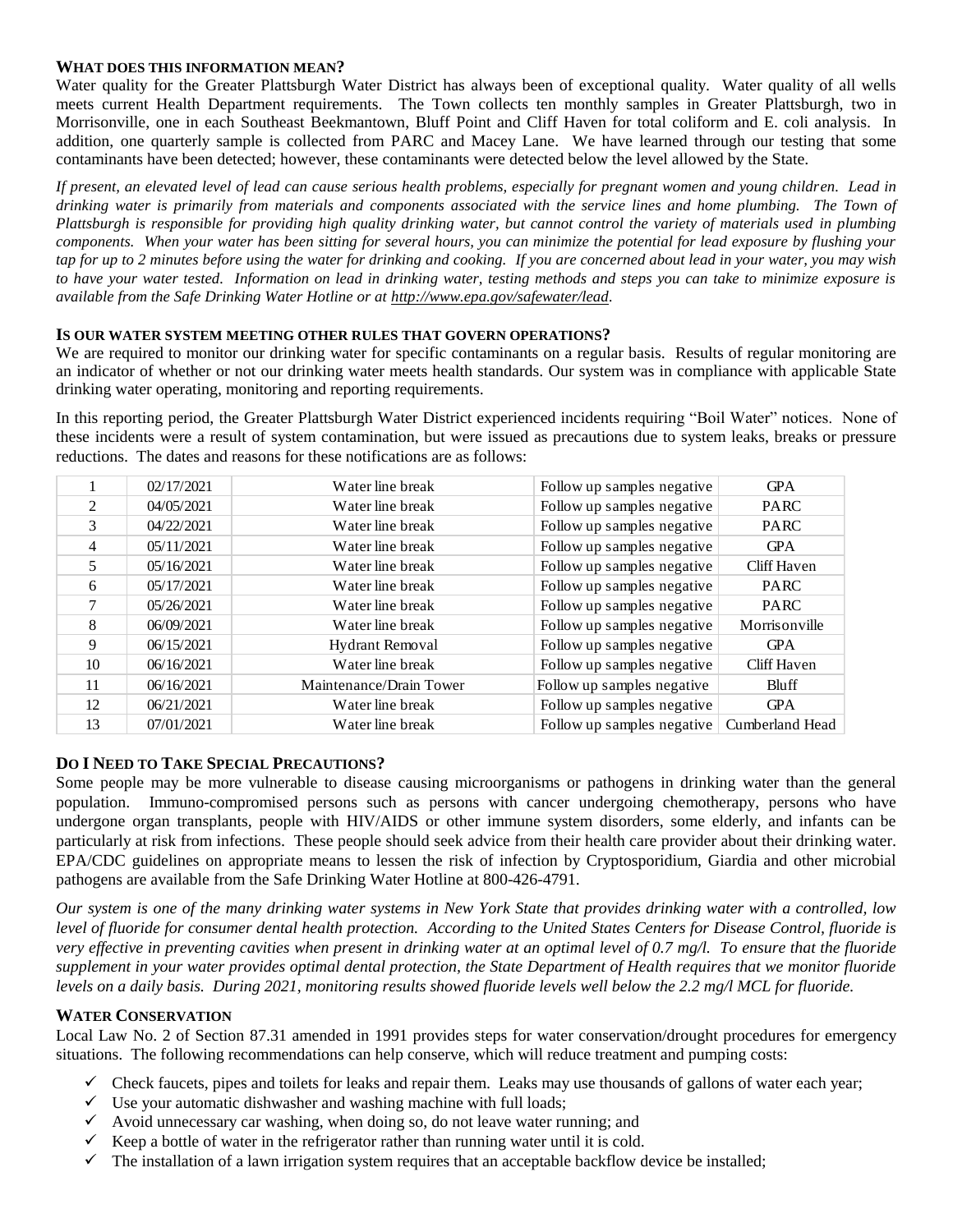### WHAT DOES THIS INFORMATION MEAN?

Water quality for the Greater Plattsburgh Water District has always been of exceptional quality. Water quality of all wells meets current Health Department requirements. The Town collects ten monthly samples in Greater Plattsburgh, two in Morrisonville, one in each Southeast Beekmantown, Bluff Point and Cliff Haven for total coliform and E. coli analysis. In addition, one quarterly sample is collected from PARC and Macey Lane. We have learned through our testing that some contaminants have been detected; however, these contaminants were detected below the level allowed by the State.

*If present, an elevated level of lead can cause serious health problems, especially for pregnant women and young children. Lead in drinking water is primarily from materials and components associated with the service lines and home plumbing. The Town of Plattsburgh is responsible for providing high quality drinking water, but cannot control the variety of materials used in plumbing components. When your water has been sitting for several hours, you can minimize the potential for lead exposure by flushing your tap for up to 2 minutes before using the water for drinking and cooking. If you are concerned about lead in your water, you may wish to have your water tested. Information on lead in drinking water, testing methods and steps you can take to minimize exposure is available from the Safe Drinking Water Hotline or at http://www.epa.gov/safewater/lead.*

### IS OUR WATER SYSTEM MEETING OTHER RULES THAT GOVERN OPERATIONS?

We are required to monitor our drinking water for specific contaminants on a regular basis. Results of regular monitoring are an indicator of whether or not our drinking water meets health standards. Our system was in compliance with applicable State drinking water operating, monitoring and reporting requirements.

In this reporting period, the Greater Plattsburgh Water District experienced incidents requiring "Boil Water" notices. None of these incidents were a result of system contamination, but were issued as precautions due to system leaks, breaks or pressure reductions. The dates and reasons for these notifications are as follows:

| | | | | |
|---|---|---|---|---|
| 1 | 02/17/2021 | Water line break | Follow up samples negative | GPA |
| 2 | 04/05/2021 | Water line break | Follow up samples negative | PARC |
| 3 | 04/22/2021 | Water line break | Follow up samples negative | PARC |
| 4 | 05/11/2021 | Water line break | Follow up samples negative | GPA |
| 5 | 05/16/2021 | Water line break | Follow up samples negative | Cliff Haven |
| 6 | 05/17/2021 | Water line break | Follow up samples negative | PARC |
| 7 | 05/26/2021 | Water line break | Follow up samples negative | PARC |
| 8 | 06/09/2021 | Water line break | Follow up samples negative | Morrisonville |
| 9 | 06/15/2021 | Hydrant Removal | Follow up samples negative | GPA |
| 10 | 06/16/2021 | Water line break | Follow up samples negative | Cliff Haven |
| 11 | 06/16/2021 | Maintenance/Drain Tower | Follow up samples negative | Bluff |
| 12 | 06/21/2021 | Water line break | Follow up samples negative | GPA |
| 13 | 07/01/2021 | Water line break | Follow up samples negative | Cumberland Head |

### DO I NEED TO TAKE SPECIAL PRECAUTIONS?

Some people may be more vulnerable to disease causing microorganisms or pathogens in drinking water than the general population. Immuno-compromised persons such as persons with cancer undergoing chemotherapy, persons who have undergone organ transplants, people with HIV/AIDS or other immune system disorders, some elderly, and infants can be particularly at risk from infections. These people should seek advice from their health care provider about their drinking water. EPA/CDC guidelines on appropriate means to lessen the risk of infection by Cryptosporidium, Giardia and other microbial pathogens are available from the Safe Drinking Water Hotline at 800-426-4791.

*Our system is one of the many drinking water systems in New York State that provides drinking water with a controlled, low level of fluoride for consumer dental health protection. According to the United States Centers for Disease Control, fluoride is very effective in preventing cavities when present in drinking water at an optimal level of 0.7 mg/l. To ensure that the fluoride supplement in your water provides optimal dental protection, the State Department of Health requires that we monitor fluoride levels on a daily basis. During 2021, monitoring results showed fluoride levels well below the 2.2 mg/l MCL for fluoride.*

### WATER CONSERVATION

Local Law No. 2 of Section 87.31 amended in 1991 provides steps for water conservation/drought procedures for emergency situations. The following recommendations can help conserve, which will reduce treatment and pumping costs:

- ✓ Check faucets, pipes and toilets for leaks and repair them. Leaks may use thousands of gallons of water each year;
- ✓ Use your automatic dishwasher and washing machine with full loads;
- ✓ Avoid unnecessary car washing, when doing so, do not leave water running; and
- ✓ Keep a bottle of water in the refrigerator rather than running water until it is cold.
- ✓ The installation of a lawn irrigation system requires that an acceptable backflow device be installed;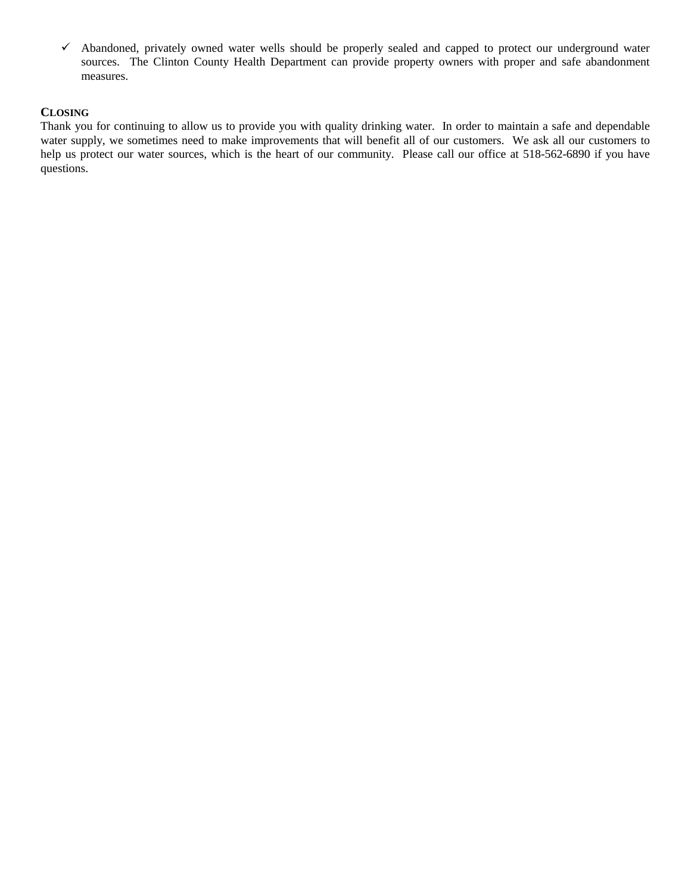- ✓ Abandoned, privately owned water wells should be properly sealed and capped to protect our underground water sources. The Clinton County Health Department can provide property owners with proper and safe abandonment measures.

**CLOSING**

Thank you for continuing to allow us to provide you with quality drinking water. In order to maintain a safe and dependable water supply, we sometimes need to make improvements that will benefit all of our customers. We ask all our customers to help us protect our water sources, which is the heart of our community. Please call our office at 518-562-6890 if you have questions.